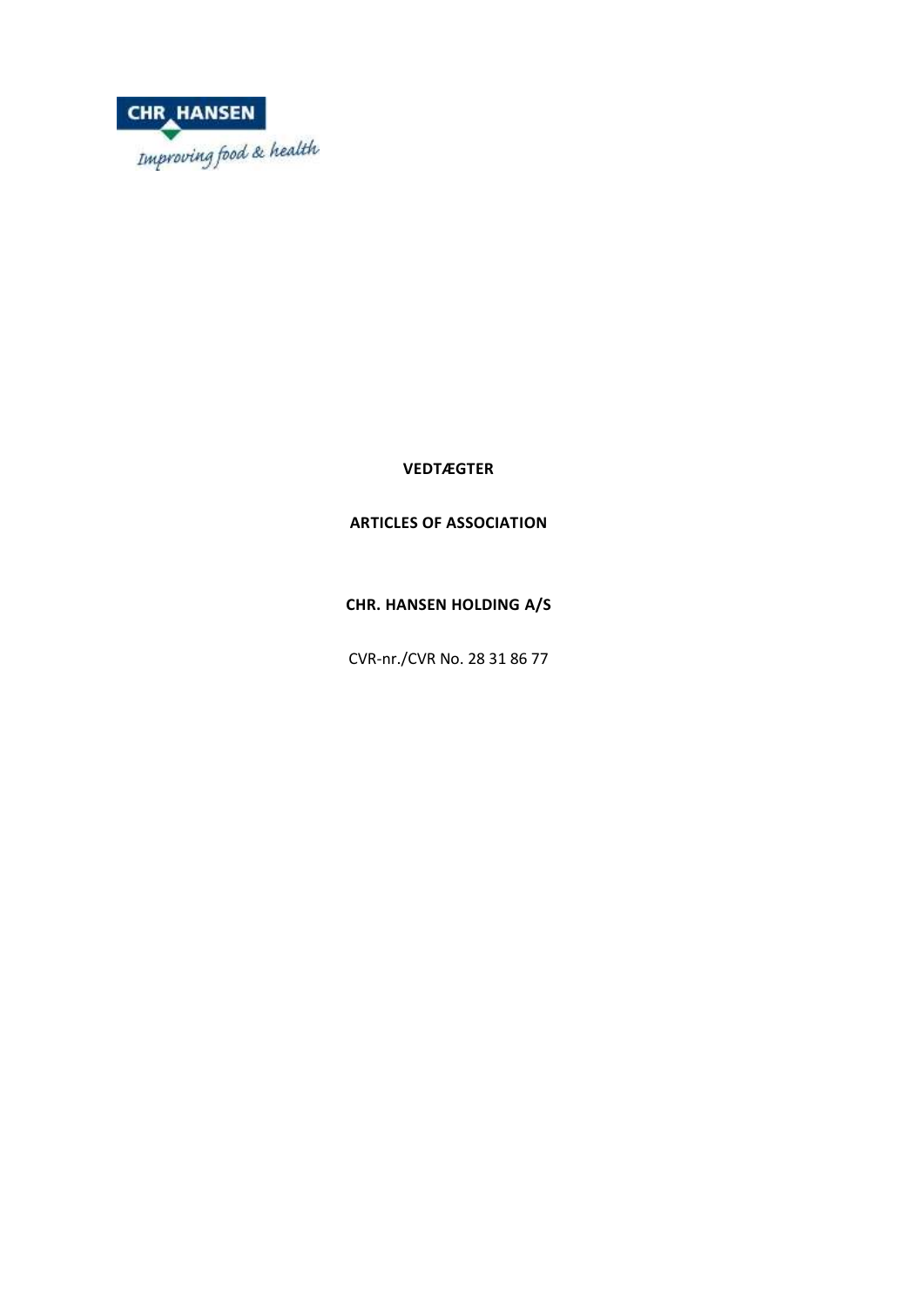**VEDTÆGTER**

**ARTICLES OF ASSOCIATION**

**CHR. HANSEN HOLDING A/S**

CVR-nr./CVR No. 28 31 86 77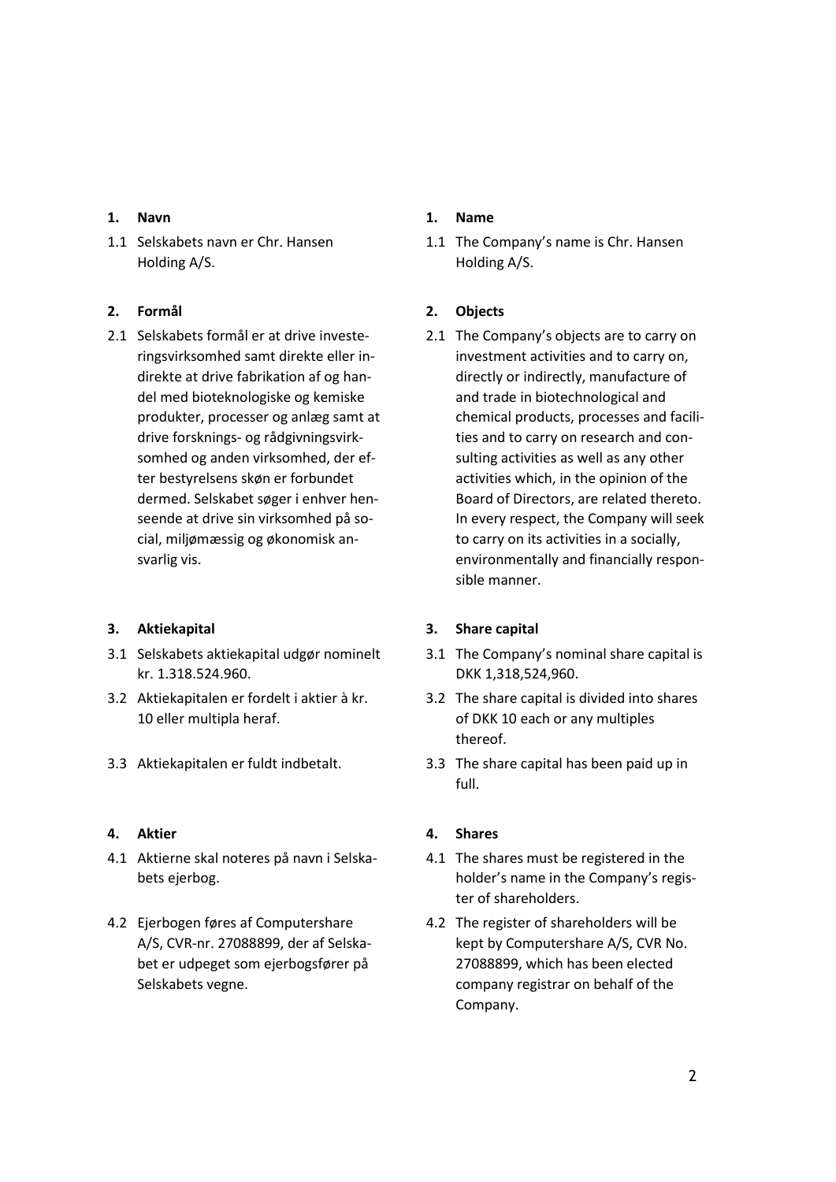## 1. Navn

1.1 Selskabets navn er Chr. Hansen Holding A/S.

## 2. Formål

2.1 Selskabets formål er at drive investeringsvirksomhed samt direkte eller indirekte at drive fabrikation af og handel med bioteknologiske og kemiske produkter, processer og anlæg samt at drive forsknings- og rådgivningsvirksomhed og anden virksomhed, der efter bestyrelsens skøn er forbundet dermed. Selskabet søger i enhver henseende at drive sin virksomhed på social, miljømæssig og økonomisk ansvarlig vis.

## 3. Aktiekapital

3.1 Selskabets aktiekapital udgør nominelt kr. 1.318.524.960.

3.2 Aktiekapitalen er fordelt i aktier à kr. 10 eller multipla heraf.

3.3 Aktiekapitalen er fuldt indbetalt.

## 4. Aktier

4.1 Aktierne skal noteres på navn i Selskabets ejerbog.

4.2 Ejerbogen føres af Computershare A/S, CVR-nr. 27088899, der af Selskabet er udpeget som ejerbogsfører på Selskabets vegne.

## 1. Name

1.1 The Company's name is Chr. Hansen Holding A/S.

## 2. Objects

2.1 The Company's objects are to carry on investment activities and to carry on, directly or indirectly, manufacture of and trade in biotechnological and chemical products, processes and facilities and to carry on research and consulting activities as well as any other activities which, in the opinion of the Board of Directors, are related thereto. In every respect, the Company will seek to carry on its activities in a socially, environmentally and financially responsible manner.

## 3. Share capital

3.1 The Company's nominal share capital is DKK 1,318,524,960.

3.2 The share capital is divided into shares of DKK 10 each or any multiples thereof.

3.3 The share capital has been paid up in full.

## 4. Shares

4.1 The shares must be registered in the holder's name in the Company's register of shareholders.

4.2 The register of shareholders will be kept by Computershare A/S, CVR No. 27088899, which has been elected company registrar on behalf of the Company.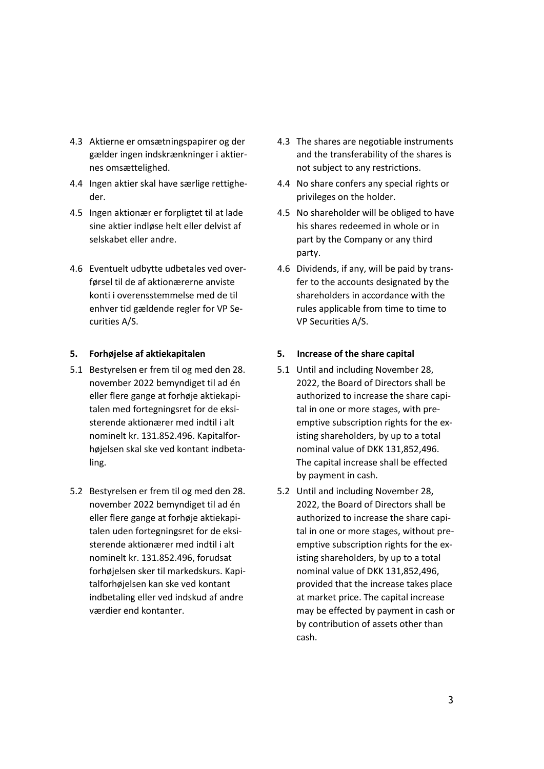4.3 Aktierne er omsætningspapirer og der gælder ingen indskrænkninger i aktiernes omsættelighed.

4.4 Ingen aktier skal have særlige rettigheder.

4.5 Ingen aktionær er forpligtet til at lade sine aktier indløse helt eller delvist af selskabet eller andre.

4.6 Eventuelt udbytte udbetales ved overførsel til de af aktionærerne anviste konti i overensstemmelse med de til enhver tid gældende regler for VP Securities A/S.

4.3 The shares are negotiable instruments and the transferability of the shares is not subject to any restrictions.

4.4 No share confers any special rights or privileges on the holder.

4.5 No shareholder will be obliged to have his shares redeemed in whole or in part by the Company or any third party.

4.6 Dividends, if any, will be paid by transfer to the accounts designated by the shareholders in accordance with the rules applicable from time to time to VP Securities A/S.

## 5. Forhøjelse af aktiekapitalen

5.1 Bestyrelsen er frem til og med den 28. november 2022 bemyndiget til ad én eller flere gange at forhøje aktiekapitalen med fortegningsret for de eksisterende aktionærer med indtil i alt nominelt kr. 131.852.496. Kapitalforhøjelsen skal ske ved kontant indbetaling.

5.2 Bestyrelsen er frem til og med den 28. november 2022 bemyndiget til ad én eller flere gange at forhøje aktiekapitalen uden fortegningsret for de eksisterende aktionærer med indtil i alt nominelt kr. 131.852.496, forudsat forhøjelsen sker til markedskurs. Kapitalforhøjelsen kan ske ved kontant indbetaling eller ved indskud af andre værdier end kontanter.

## 5. Increase of the share capital

5.1 Until and including November 28, 2022, the Board of Directors shall be authorized to increase the share capital in one or more stages, with preemptive subscription rights for the existing shareholders, by up to a total nominal value of DKK 131,852,496. The capital increase shall be effected by payment in cash.

5.2 Until and including November 28, 2022, the Board of Directors shall be authorized to increase the share capital in one or more stages, without preemptive subscription rights for the existing shareholders, by up to a total nominal value of DKK 131,852,496, provided that the increase takes place at market price. The capital increase may be effected by payment in cash or by contribution of assets other than cash.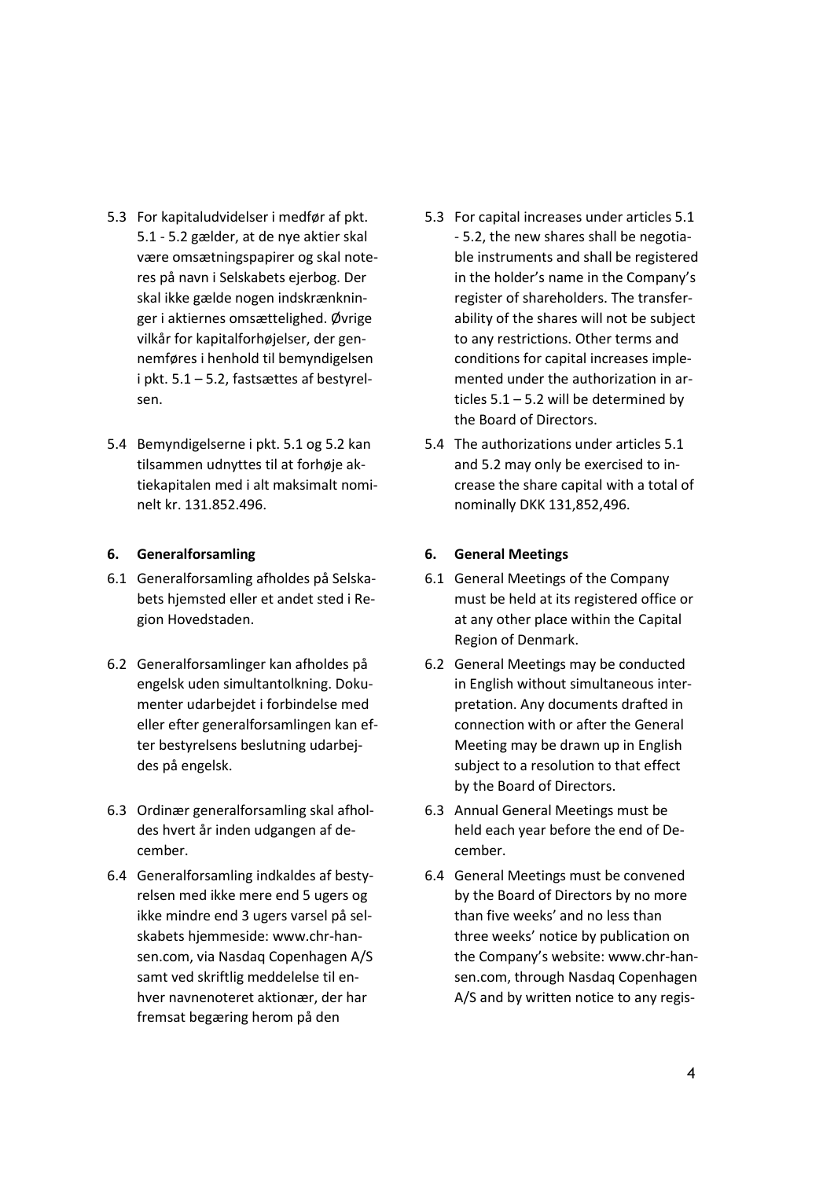5.3 For kapitaludvidelser i medfør af pkt. 5.1 - 5.2 gælder, at de nye aktier skal være omsætningspapirer og skal noteres på navn i Selskabets ejerbog. Der skal ikke gælde nogen indskrænkninger i aktiernes omsættelighed. Øvrige vilkår for kapitalforhøjelser, der gennemføres i henhold til bemyndigelsen i pkt. 5.1 – 5.2, fastsættes af bestyrelsen.

5.4 Bemyndigelserne i pkt. 5.1 og 5.2 kan tilsammen udnyttes til at forhøje aktiekapitalen med i alt maksimalt nominelt kr. 131.852.496.

**6. Generalforsamling**

6.1 Generalforsamling afholdes på Selskabets hjemsted eller et andet sted i Region Hovedstaden.

6.2 Generalforsamlinger kan afholdes på engelsk uden simultantolkning. Dokumenter udarbejdet i forbindelse med eller efter generalforsamlingen kan efter bestyrelsens beslutning udarbejdes på engelsk.

6.3 Ordinær generalforsamling skal afholdes hvert år inden udgangen af december.

6.4 Generalforsamling indkaldes af bestyrelsen med ikke mere end 5 ugers og ikke mindre end 3 ugers varsel på selskabets hjemmeside: www.chr-hansen.com, via Nasdaq Copenhagen A/S samt ved skriftlig meddelelse til enhver navnenoteret aktionær, der har fremsat begæring herom på den

5.3 For capital increases under articles 5.1 - 5.2, the new shares shall be negotiable instruments and shall be registered in the holder's name in the Company's register of shareholders. The transferability of the shares will not be subject to any restrictions. Other terms and conditions for capital increases implemented under the authorization in articles 5.1 – 5.2 will be determined by the Board of Directors.

5.4 The authorizations under articles 5.1 and 5.2 may only be exercised to increase the share capital with a total of nominally DKK 131,852,496.

**6. General Meetings**

6.1 General Meetings of the Company must be held at its registered office or at any other place within the Capital Region of Denmark.

6.2 General Meetings may be conducted in English without simultaneous interpretation. Any documents drafted in connection with or after the General Meeting may be drawn up in English subject to a resolution to that effect by the Board of Directors.

6.3 Annual General Meetings must be held each year before the end of December.

6.4 General Meetings must be convened by the Board of Directors by no more than five weeks' and no less than three weeks' notice by publication on the Company's website: www.chr-hansen.com, through Nasdaq Copenhagen A/S and by written notice to any regis-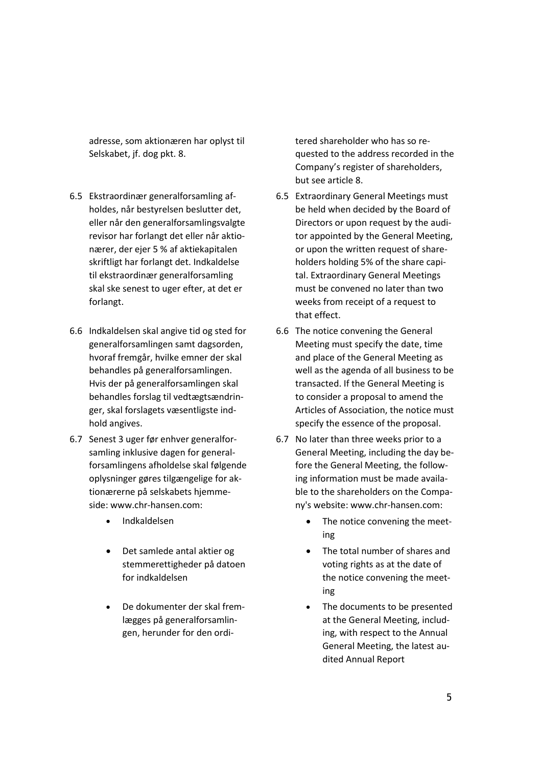adresse, som aktionæren har oplyst til Selskabet, jf. dog pkt. 8.

tered shareholder who has so requested to the address recorded in the Company's register of shareholders, but see article 8.

6.5 Ekstraordinær generalforsamling afholdes, når bestyrelsen beslutter det, eller når den generalforsamlingsvalgte revisor har forlangt det eller når aktionærer, der ejer 5 % af aktiekapitalen skriftligt har forlangt det. Indkaldelse til ekstraordinær generalforsamling skal ske senest to uger efter, at det er forlangt.

6.5 Extraordinary General Meetings must be held when decided by the Board of Directors or upon request by the auditor appointed by the General Meeting, or upon the written request of shareholders holding 5% of the share capital. Extraordinary General Meetings must be convened no later than two weeks from receipt of a request to that effect.

6.6 Indkaldelsen skal angive tid og sted for generalforsamlingen samt dagsorden, hvoraf fremgår, hvilke emner der skal behandles på generalforsamlingen. Hvis der på generalforsamlingen skal behandles forslag til vedtægtsændringer, skal forslagets væsentligste indhold angives.

6.6 The notice convening the General Meeting must specify the date, time and place of the General Meeting as well as the agenda of all business to be transacted. If the General Meeting is to consider a proposal to amend the Articles of Association, the notice must specify the essence of the proposal.

6.7 Senest 3 uger før enhver generalforsamling inklusive dagen for generalforsamlingens afholdelse skal følgende oplysninger gøres tilgængelige for aktionærerne på selskabets hjemmeside: www.chr-hansen.com:

- Indkaldelsen
- Det samlede antal aktier og stemmerettigheder på datoen for indkaldelsen
- De dokumenter der skal fremlægges på generalforsamlingen, herunder for den ordi-

6.7 No later than three weeks prior to a General Meeting, including the day before the General Meeting, the following information must be made available to the shareholders on the Company's website: www.chr-hansen.com:

- The notice convening the meeting
- The total number of shares and voting rights as at the date of the notice convening the meeting
- The documents to be presented at the General Meeting, including, with respect to the Annual General Meeting, the latest audited Annual Report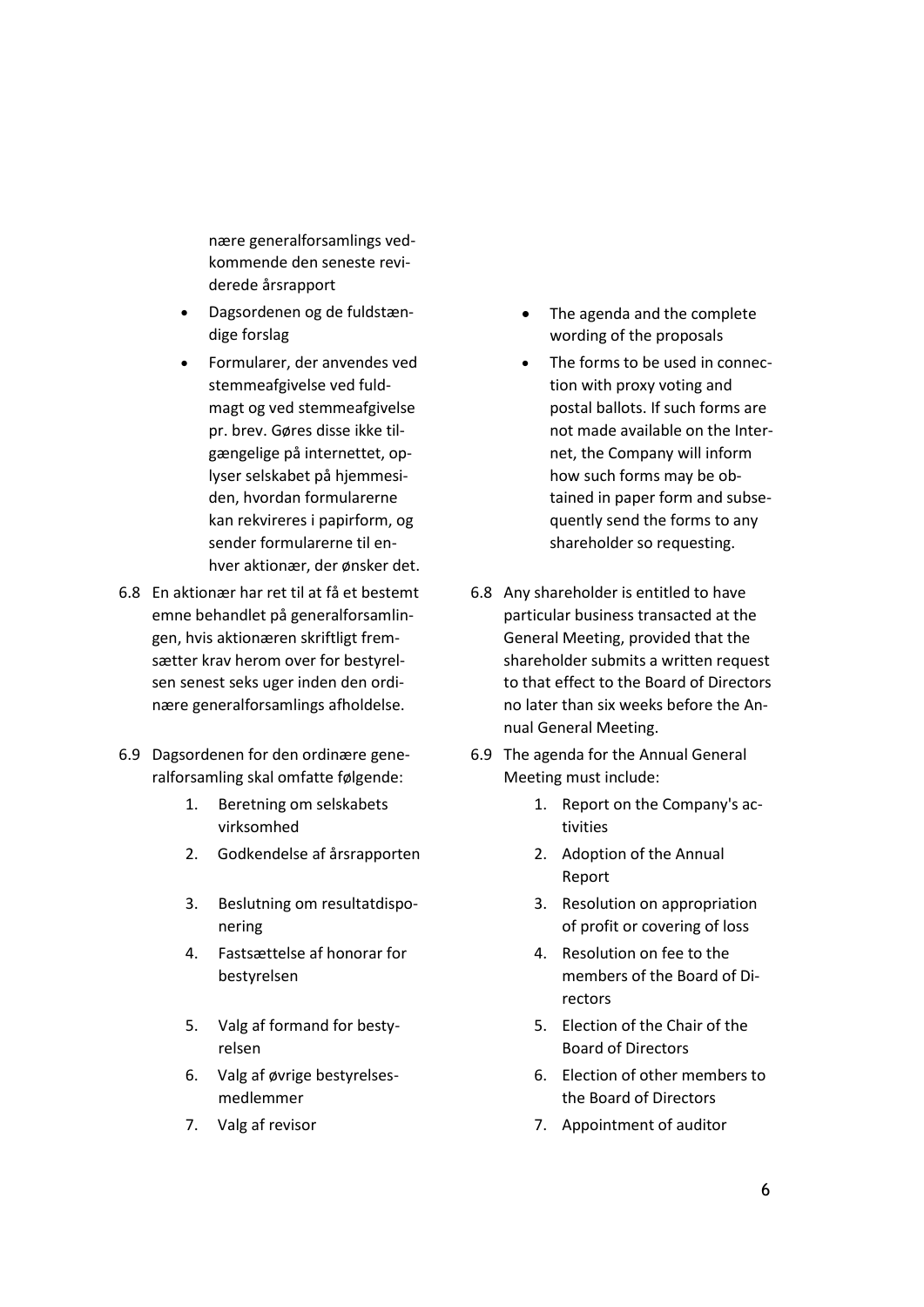nære generalforsamlings vedkommende den seneste reviderede årsrapport

- Dagsordenen og de fuldstændige forslag
- Formularer, der anvendes ved stemmeafgivelse ved fuldmagt og ved stemmeafgivelse pr. brev. Gøres disse ikke tilgængelige på internettet, oplyser selskabet på hjemmesiden, hvordan formularerne kan rekvireres i papirform, og sender formularerne til enhver aktionær, der ønsker det.

6.8 En aktionær har ret til at få et bestemt emne behandlet på generalforsamlingen, hvis aktionæren skriftligt fremsætter krav herom over for bestyrelsen senest seks uger inden den ordinære generalforsamlings afholdelse.

6.9 Dagsordenen for den ordinære generalforsamling skal omfatte følgende:

1. Beretning om selskabets virksomhed
2. Godkendelse af årsrapporten
3. Beslutning om resultatdisponering
4. Fastsættelse af honorar for bestyrelsen
5. Valg af formand for bestyrelsen
6. Valg af øvrige bestyrelsesmedlemmer
7. Valg af revisor

- The agenda and the complete wording of the proposals
- The forms to be used in connection with proxy voting and postal ballots. If such forms are not made available on the Internet, the Company will inform how such forms may be obtained in paper form and subsequently send the forms to any shareholder so requesting.

6.8 Any shareholder is entitled to have particular business transacted at the General Meeting, provided that the shareholder submits a written request to that effect to the Board of Directors no later than six weeks before the Annual General Meeting.

6.9 The agenda for the Annual General Meeting must include:

1. Report on the Company's activities
2. Adoption of the Annual Report
3. Resolution on appropriation of profit or covering of loss
4. Resolution on fee to the members of the Board of Directors
5. Election of the Chair of the Board of Directors
6. Election of other members to the Board of Directors
7. Appointment of auditor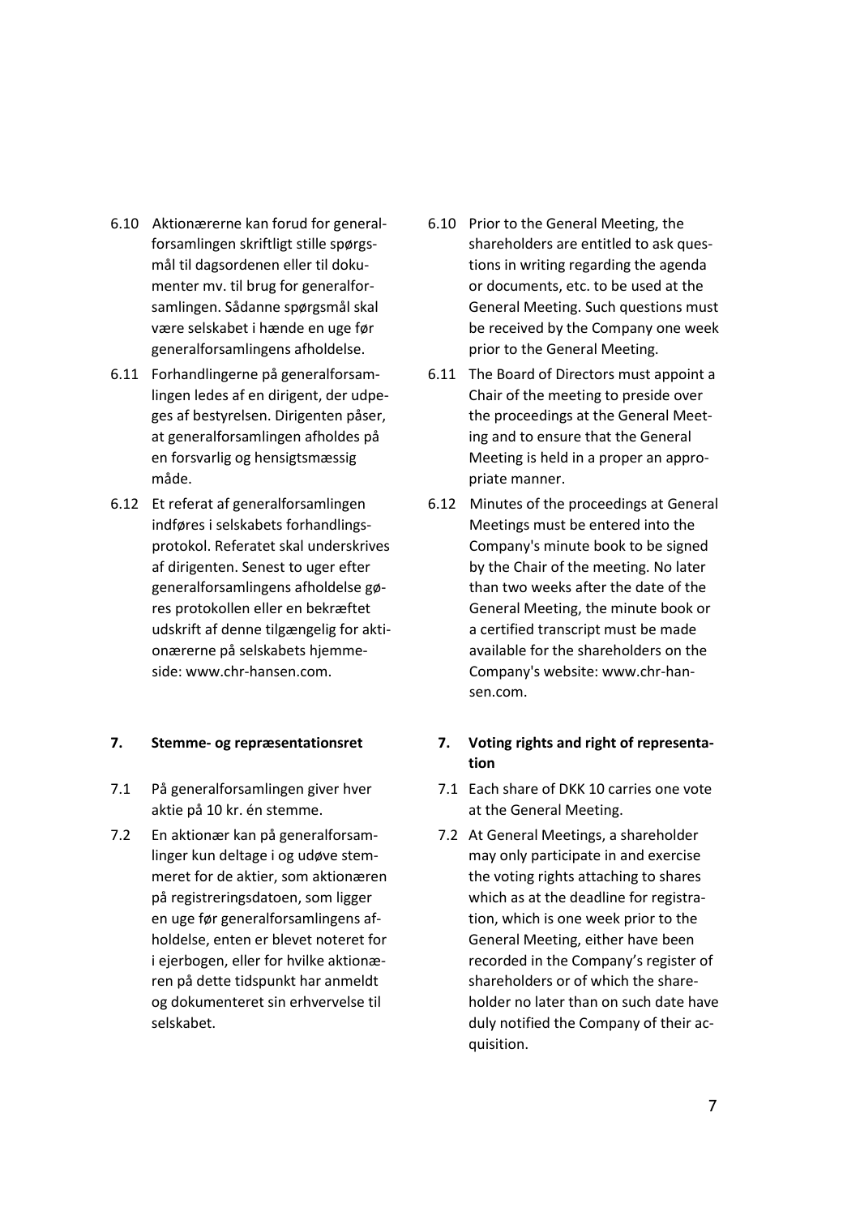6.10 Aktionærerne kan forud for generalforsamlingen skriftligt stille spørgsmål til dagsordenen eller til dokumenter mv. til brug for generalforsamlingen. Sådanne spørgsmål skal være selskabet i hænde en uge før generalforsamlingens afholdelse.

6.11 Forhandlingerne på generalforsamlingen ledes af en dirigent, der udpeges af bestyrelsen. Dirigenten påser, at generalforsamlingen afholdes på en forsvarlig og hensigtsmæssig måde.

6.12 Et referat af generalforsamlingen indføres i selskabets forhandlingsprotokol. Referatet skal underskrives af dirigenten. Senest to uger efter generalforsamlingens afholdelse gøres protokollen eller en bekræftet udskrift af denne tilgængelig for aktionærerne på selskabets hjemmeside: www.chr-hansen.com.

## 7. Stemme- og repræsentationsret

7.1 På generalforsamlingen giver hver aktie på 10 kr. én stemme.

7.2 En aktionær kan på generalforsamlinger kun deltage i og udøve stemmeret for de aktier, som aktionæren på registreringsdatoen, som ligger en uge før generalforsamlingens afholdelse, enten er blevet noteret for i ejerbogen, eller for hvilke aktionæren på dette tidspunkt har anmeldt og dokumenteret sin erhvervelse til selskabet.

6.10 Prior to the General Meeting, the shareholders are entitled to ask questions in writing regarding the agenda or documents, etc. to be used at the General Meeting. Such questions must be received by the Company one week prior to the General Meeting.

6.11 The Board of Directors must appoint a Chair of the meeting to preside over the proceedings at the General Meeting and to ensure that the General Meeting is held in a proper an appropriate manner.

6.12 Minutes of the proceedings at General Meetings must be entered into the Company's minute book to be signed by the Chair of the meeting. No later than two weeks after the date of the General Meeting, the minute book or a certified transcript must be made available for the shareholders on the Company's website: www.chr-hansen.com.

## 7. Voting rights and right of representation

7.1 Each share of DKK 10 carries one vote at the General Meeting.

7.2 At General Meetings, a shareholder may only participate in and exercise the voting rights attaching to shares which as at the deadline for registration, which is one week prior to the General Meeting, either have been recorded in the Company's register of shareholders or of which the shareholder no later than on such date have duly notified the Company of their acquisition.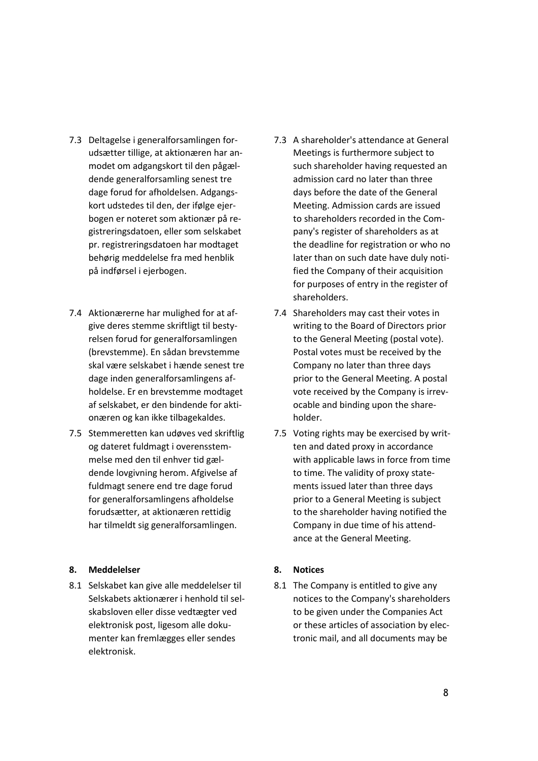7.3 Deltagelse i generalforsamlingen forudsætter tillige, at aktionæren har anmodet om adgangskort til den pågældende generalforsamling senest tre dage forud for afholdelsen. Adgangskort udstedes til den, der ifølge ejerbogen er noteret som aktionær på registreringsdatoen, eller som selskabet pr. registreringsdatoen har modtaget behørig meddelelse fra med henblik på indførsel i ejerbogen.

7.4 Aktionærerne har mulighed for at afgive deres stemme skriftligt til bestyrelsen forud for generalforsamlingen (brevstemme). En sådan brevstemme skal være selskabet i hænde senest tre dage inden generalforsamlingens afholdelse. Er en brevstemme modtaget af selskabet, er den bindende for aktionæren og kan ikke tilbagekaldes.

7.5 Stemmeretten kan udøves ved skriftlig og dateret fuldmagt i overensstemmelse med den til enhver tid gældende lovgivning herom. Afgivelse af fuldmagt senere end tre dage forud for generalforsamlingens afholdelse forudsætter, at aktionæren rettidig har tilmeldt sig generalforsamlingen.

**8. Meddelelser**

8.1 Selskabet kan give alle meddelelser til Selskabets aktionærer i henhold til selskabsloven eller disse vedtægter ved elektronisk post, ligesom alle dokumenter kan fremlægges eller sendes elektronisk.

7.3 A shareholder's attendance at General Meetings is furthermore subject to such shareholder having requested an admission card no later than three days before the date of the General Meeting. Admission cards are issued to shareholders recorded in the Company's register of shareholders as at the deadline for registration or who no later than on such date have duly notified the Company of their acquisition for purposes of entry in the register of shareholders.

7.4 Shareholders may cast their votes in writing to the Board of Directors prior to the General Meeting (postal vote). Postal votes must be received by the Company no later than three days prior to the General Meeting. A postal vote received by the Company is irrevocable and binding upon the shareholder.

7.5 Voting rights may be exercised by written and dated proxy in accordance with applicable laws in force from time to time. The validity of proxy statements issued later than three days prior to a General Meeting is subject to the shareholder having notified the Company in due time of his attendance at the General Meeting.

**8. Notices**

8.1 The Company is entitled to give any notices to the Company's shareholders to be given under the Companies Act or these articles of association by electronic mail, and all documents may be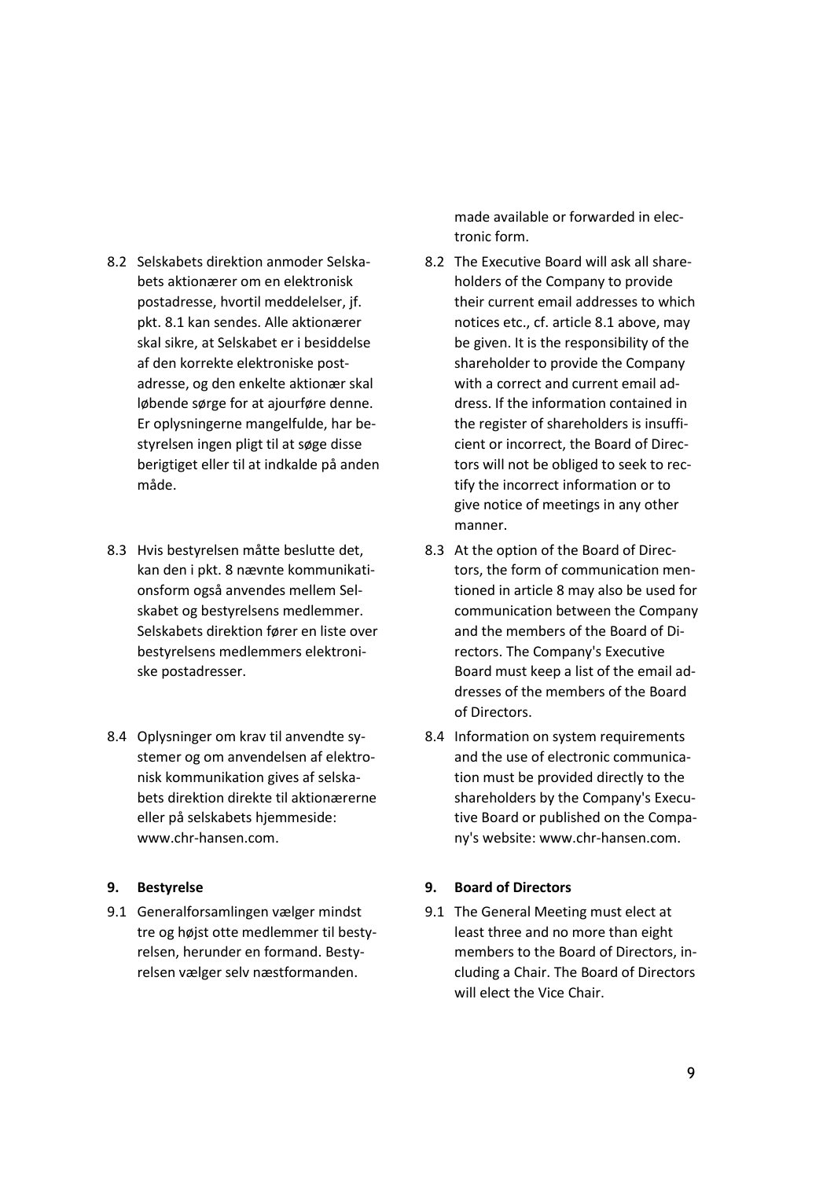made available or forwarded in electronic form.

8.2 Selskabets direktion anmoder Selskabets aktionærer om en elektronisk postadresse, hvortil meddelelser, jf. pkt. 8.1 kan sendes. Alle aktionærer skal sikre, at Selskabet er i besiddelse af den korrekte elektroniske postadresse, og den enkelte aktionær skal løbende sørge for at ajourføre denne. Er oplysningerne mangelfulde, har bestyrelsen ingen pligt til at søge disse berigtiget eller til at indkalde på anden måde.

8.2 The Executive Board will ask all shareholders of the Company to provide their current email addresses to which notices etc., cf. article 8.1 above, may be given. It is the responsibility of the shareholder to provide the Company with a correct and current email address. If the information contained in the register of shareholders is insufficient or incorrect, the Board of Directors will not be obliged to seek to rectify the incorrect information or to give notice of meetings in any other manner.

8.3 Hvis bestyrelsen måtte beslutte det, kan den i pkt. 8 nævnte kommunikationsform også anvendes mellem Selskabet og bestyrelsens medlemmer. Selskabets direktion fører en liste over bestyrelsens medlemmers elektroniske postadresser.

8.3 At the option of the Board of Directors, the form of communication mentioned in article 8 may also be used for communication between the Company and the members of the Board of Directors. The Company's Executive Board must keep a list of the email addresses of the members of the Board of Directors.

8.4 Oplysninger om krav til anvendte systemer og om anvendelsen af elektronisk kommunikation gives af selskabets direktion direkte til aktionærerne eller på selskabets hjemmeside: www.chr-hansen.com.

8.4 Information on system requirements and the use of electronic communication must be provided directly to the shareholders by the Company's Executive Board or published on the Company's website: www.chr-hansen.com.

## 9. Bestyrelse

9.1 Generalforsamlingen vælger mindst tre og højst otte medlemmer til bestyrelsen, herunder en formand. Bestyrelsen vælger selv næstformanden.

## 9. Board of Directors

9.1 The General Meeting must elect at least three and no more than eight members to the Board of Directors, including a Chair. The Board of Directors will elect the Vice Chair.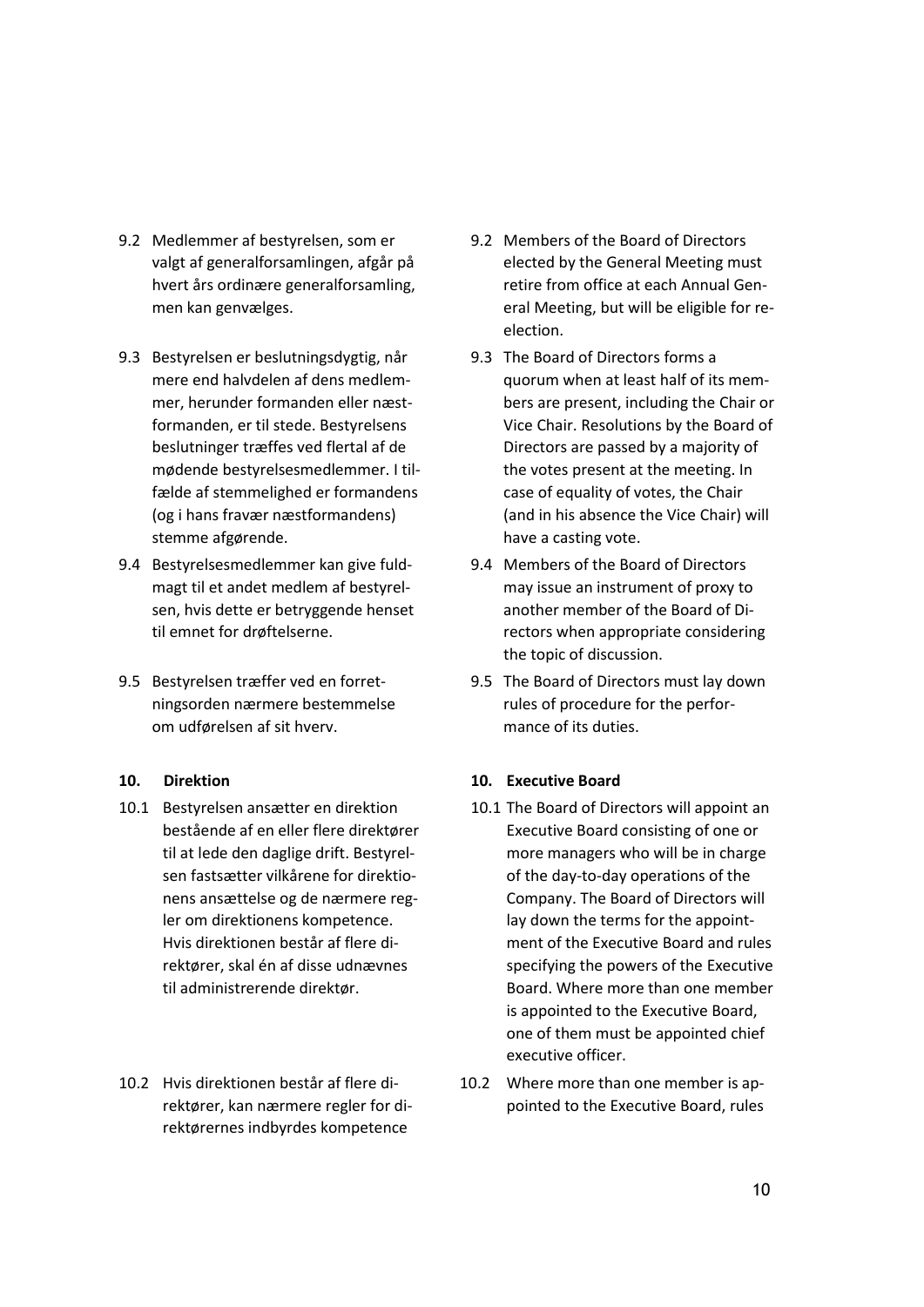9.2 Medlemmer af bestyrelsen, som er valgt af generalforsamlingen, afgår på hvert års ordinære generalforsamling, men kan genvælges.

9.3 Bestyrelsen er beslutningsdygtig, når mere end halvdelen af dens medlemmer, herunder formanden eller næstformanden, er til stede. Bestyrelsens beslutninger træffes ved flertal af de mødende bestyrelsesmedlemmer. I tilfælde af stemmelighed er formandens (og i hans fravær næstformandens) stemme afgørende.

9.4 Bestyrelsesmedlemmer kan give fuldmagt til et andet medlem af bestyrelsen, hvis dette er betryggende henset til emnet for drøftelserne.

9.5 Bestyrelsen træffer ved en forretningsorden nærmere bestemmelse om udførelsen af sit hverv.

**10. Direktion**

10.1 Bestyrelsen ansætter en direktion bestående af en eller flere direktører til at lede den daglige drift. Bestyrelsen fastsætter vilkårene for direktionens ansættelse og de nærmere regler om direktionens kompetence. Hvis direktionen består af flere direktører, skal én af disse udnævnes til administrerende direktør.

10.2 Hvis direktionen består af flere direktører, kan nærmere regler for direktørernes indbyrdes kompetence

9.2 Members of the Board of Directors elected by the General Meeting must retire from office at each Annual General Meeting, but will be eligible for re-election.

9.3 The Board of Directors forms a quorum when at least half of its members are present, including the Chair or Vice Chair. Resolutions by the Board of Directors are passed by a majority of the votes present at the meeting. In case of equality of votes, the Chair (and in his absence the Vice Chair) will have a casting vote.

9.4 Members of the Board of Directors may issue an instrument of proxy to another member of the Board of Directors when appropriate considering the topic of discussion.

9.5 The Board of Directors must lay down rules of procedure for the performance of its duties.

**10. Executive Board**

10.1 The Board of Directors will appoint an Executive Board consisting of one or more managers who will be in charge of the day-to-day operations of the Company. The Board of Directors will lay down the terms for the appointment of the Executive Board and rules specifying the powers of the Executive Board. Where more than one member is appointed to the Executive Board, one of them must be appointed chief executive officer.

10.2 Where more than one member is appointed to the Executive Board, rules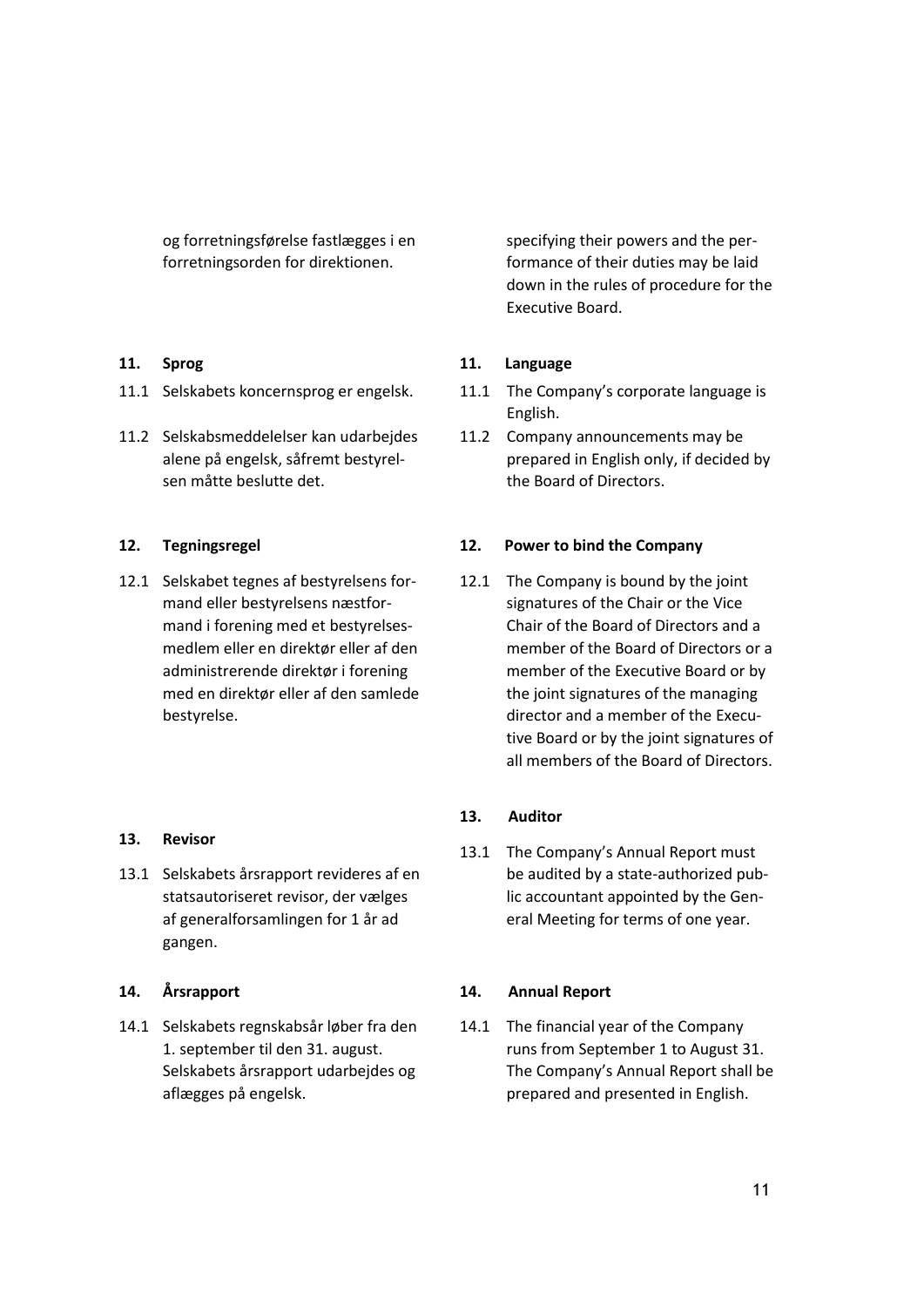og forretningsførelse fastlægges i en forretningsorden for direktionen.

specifying their powers and the performance of their duties may be laid down in the rules of procedure for the Executive Board.

**11. Sprog**

11.1 Selskabets koncernsprog er engelsk.

11.2 Selskabsmeddelelser kan udarbejdes alene på engelsk, såfremt bestyrelsen måtte beslutte det.

**11. Language**

11.1 The Company's corporate language is English.

11.2 Company announcements may be prepared in English only, if decided by the Board of Directors.

**12. Tegningsregel**

12.1 Selskabet tegnes af bestyrelsens formand eller bestyrelsens næstformand i forening med et bestyrelsesmedlem eller en direktør eller af den administrerende direktør i forening med en direktør eller af den samlede bestyrelse.

**12. Power to bind the Company**

12.1 The Company is bound by the joint signatures of the Chair or the Vice Chair of the Board of Directors and a member of the Board of Directors or a member of the Executive Board or by the joint signatures of the managing director and a member of the Executive Board or by the joint signatures of all members of the Board of Directors.

**13. Revisor**

13.1 Selskabets årsrapport revideres af en statsautoriseret revisor, der vælges af generalforsamlingen for 1 år ad gangen.

**13. Auditor**

13.1 The Company's Annual Report must be audited by a state-authorized public accountant appointed by the General Meeting for terms of one year.

**14. Årsrapport**

14.1 Selskabets regnskabsår løber fra den 1. september til den 31. august. Selskabets årsrapport udarbejdes og aflægges på engelsk.

**14. Annual Report**

14.1 The financial year of the Company runs from September 1 to August 31. The Company's Annual Report shall be prepared and presented in English.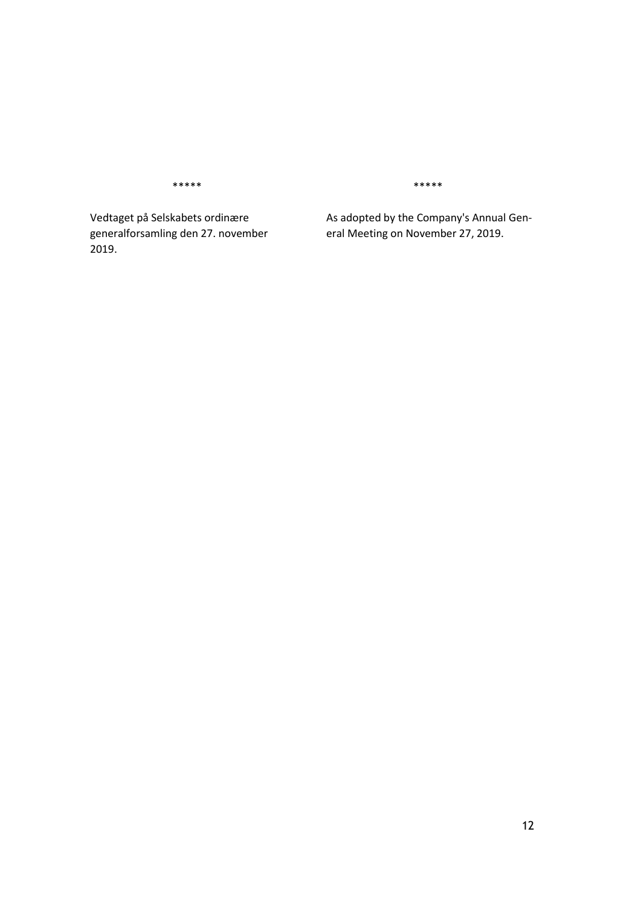\*\*\*\*\*

Vedtaget på Selskabets ordinære generalforsamling den 27. november 2019.

\*\*\*\*\*

As adopted by the Company's Annual General Meeting on November 27, 2019.

*****

Vedtaget på Selskabets ordinære generalforsamling den 27. november 2019.

*****

As adopted by the Company's Annual General Meeting on November 27, 2019.